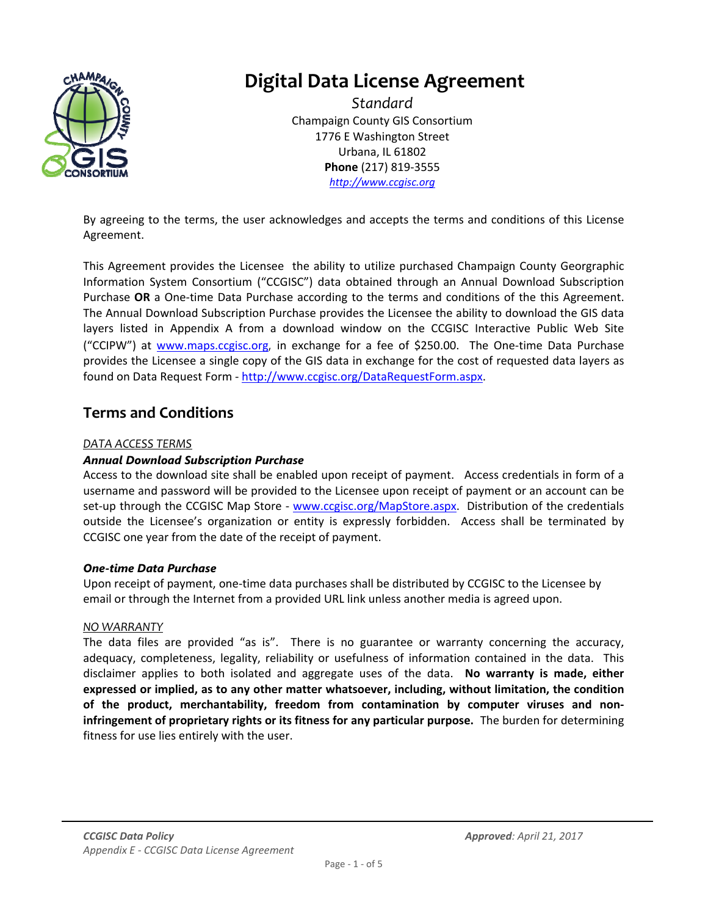# Digital Data License Agreement

*Standard*

Champaign County GIS Consortium
1776 E Washington Street
Urbana, IL 61802
**Phone** (217) 819-3555
*http://www.ccgisc.org*

By agreeing to the terms, the user acknowledges and accepts the terms and conditions of this License Agreement.

This Agreement provides the Licensee the ability to utilize purchased Champaign County Georgraphic Information System Consortium ("CCGISC") data obtained through an Annual Download Subscription Purchase **OR** a One-time Data Purchase according to the terms and conditions of the this Agreement. The Annual Download Subscription Purchase provides the Licensee the ability to download the GIS data layers listed in Appendix A from a download window on the CCGISC Interactive Public Web Site ("CCIPW") at www.maps.ccgisc.org, in exchange for a fee of $250.00. The One-time Data Purchase provides the Licensee a single copy of the GIS data in exchange for the cost of requested data layers as found on Data Request Form - http://www.ccgisc.org/DataRequestForm.aspx.

## Terms and Conditions

*DATA ACCESS TERMS*

***Annual Download Subscription Purchase***

Access to the download site shall be enabled upon receipt of payment. Access credentials in form of a username and password will be provided to the Licensee upon receipt of payment or an account can be set-up through the CCGISC Map Store - www.ccgisc.org/MapStore.aspx. Distribution of the credentials outside the Licensee's organization or entity is expressly forbidden. Access shall be terminated by CCGISC one year from the date of the receipt of payment.

***One-time Data Purchase***

Upon receipt of payment, one-time data purchases shall be distributed by CCGISC to the Licensee by email or through the Internet from a provided URL link unless another media is agreed upon.

*NO WARRANTY*

The data files are provided "as is". There is no guarantee or warranty concerning the accuracy, adequacy, completeness, legality, reliability or usefulness of information contained in the data. This disclaimer applies to both isolated and aggregate uses of the data. **No warranty is made, either expressed or implied, as to any other matter whatsoever, including, without limitation, the condition of the product, merchantability, freedom from contamination by computer viruses and non-infringement of proprietary rights or its fitness for any particular purpose.** The burden for determining fitness for use lies entirely with the user.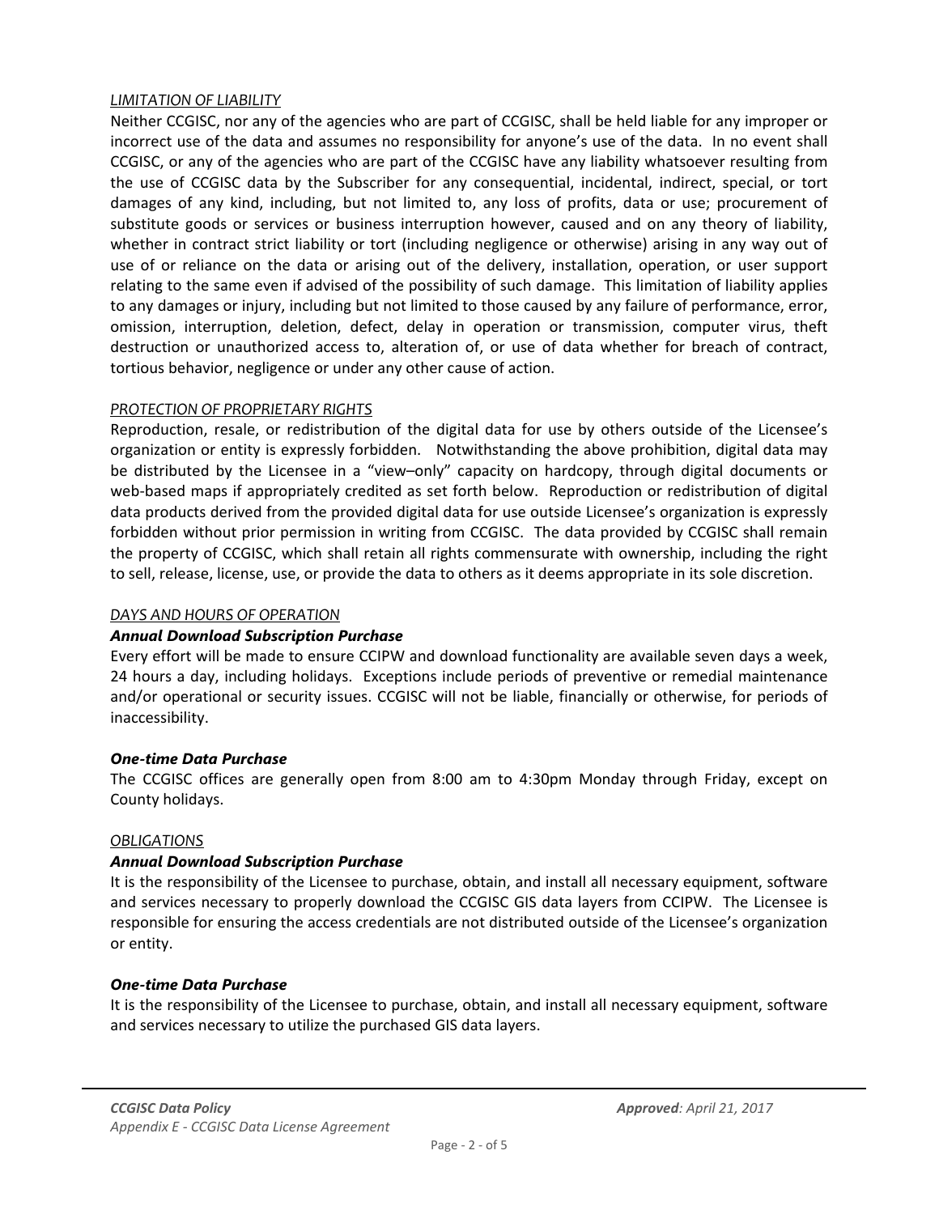*LIMITATION OF LIABILITY*

Neither CCGISC, nor any of the agencies who are part of CCGISC, shall be held liable for any improper or incorrect use of the data and assumes no responsibility for anyone's use of the data. In no event shall CCGISC, or any of the agencies who are part of the CCGISC have any liability whatsoever resulting from the use of CCGISC data by the Subscriber for any consequential, incidental, indirect, special, or tort damages of any kind, including, but not limited to, any loss of profits, data or use; procurement of substitute goods or services or business interruption however, caused and on any theory of liability, whether in contract strict liability or tort (including negligence or otherwise) arising in any way out of use of or reliance on the data or arising out of the delivery, installation, operation, or user support relating to the same even if advised of the possibility of such damage. This limitation of liability applies to any damages or injury, including but not limited to those caused by any failure of performance, error, omission, interruption, deletion, defect, delay in operation or transmission, computer virus, theft destruction or unauthorized access to, alteration of, or use of data whether for breach of contract, tortious behavior, negligence or under any other cause of action.

*PROTECTION OF PROPRIETARY RIGHTS*

Reproduction, resale, or redistribution of the digital data for use by others outside of the Licensee's organization or entity is expressly forbidden. Notwithstanding the above prohibition, digital data may be distributed by the Licensee in a "view–only" capacity on hardcopy, through digital documents or web-based maps if appropriately credited as set forth below. Reproduction or redistribution of digital data products derived from the provided digital data for use outside Licensee's organization is expressly forbidden without prior permission in writing from CCGISC. The data provided by CCGISC shall remain the property of CCGISC, which shall retain all rights commensurate with ownership, including the right to sell, release, license, use, or provide the data to others as it deems appropriate in its sole discretion.

*DAYS AND HOURS OF OPERATION*

***Annual Download Subscription Purchase***

Every effort will be made to ensure CCIPW and download functionality are available seven days a week, 24 hours a day, including holidays. Exceptions include periods of preventive or remedial maintenance and/or operational or security issues. CCGISC will not be liable, financially or otherwise, for periods of inaccessibility.

***One-time Data Purchase***

The CCGISC offices are generally open from 8:00 am to 4:30pm Monday through Friday, except on County holidays.

*OBLIGATIONS*

***Annual Download Subscription Purchase***

It is the responsibility of the Licensee to purchase, obtain, and install all necessary equipment, software and services necessary to properly download the CCGISC GIS data layers from CCIPW. The Licensee is responsible for ensuring the access credentials are not distributed outside of the Licensee's organization or entity.

***One-time Data Purchase***

It is the responsibility of the Licensee to purchase, obtain, and install all necessary equipment, software and services necessary to utilize the purchased GIS data layers.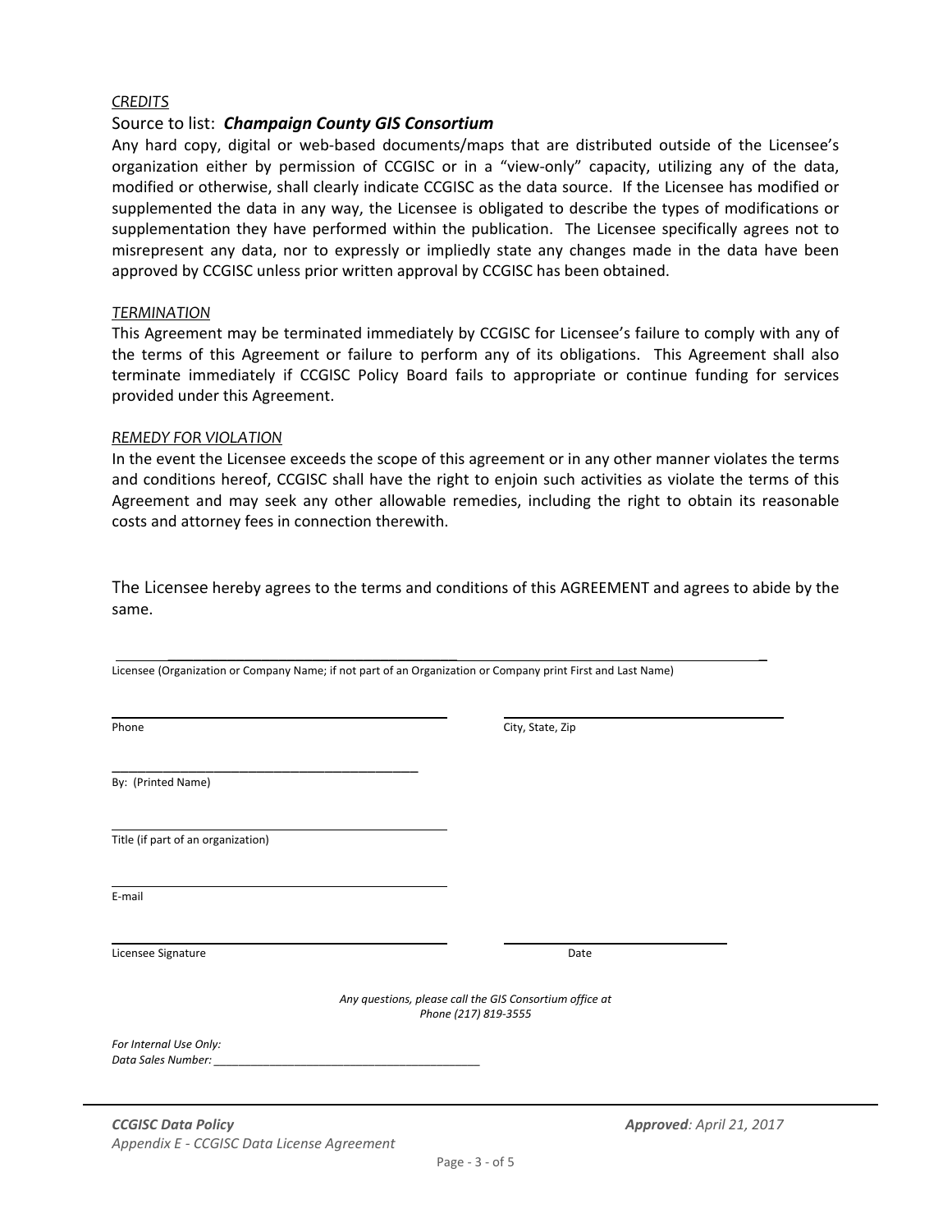*CREDITS*

Source to list: ***Champaign County GIS Consortium***

Any hard copy, digital or web-based documents/maps that are distributed outside of the Licensee's organization either by permission of CCGISC or in a "view-only" capacity, utilizing any of the data, modified or otherwise, shall clearly indicate CCGISC as the data source. If the Licensee has modified or supplemented the data in any way, the Licensee is obligated to describe the types of modifications or supplementation they have performed within the publication. The Licensee specifically agrees not to misrepresent any data, nor to expressly or impliedly state any changes made in the data have been approved by CCGISC unless prior written approval by CCGISC has been obtained.

*TERMINATION*

This Agreement may be terminated immediately by CCGISC for Licensee's failure to comply with any of the terms of this Agreement or failure to perform any of its obligations. This Agreement shall also terminate immediately if CCGISC Policy Board fails to appropriate or continue funding for services provided under this Agreement.

*REMEDY FOR VIOLATION*

In the event the Licensee exceeds the scope of this agreement or in any other manner violates the terms and conditions hereof, CCGISC shall have the right to enjoin such activities as violate the terms of this Agreement and may seek any other allowable remedies, including the right to obtain its reasonable costs and attorney fees in connection therewith.

The Licensee hereby agrees to the terms and conditions of this AGREEMENT and agrees to abide by the same.

\_\_\_\_\_\_\_\_\_\_\_\_\_\_\_\_\_\_\_\_\_\_\_\_\_\_\_\_\_\_\_\_\_\_\_\_\_\_\_\_\_\_\_\_\_\_\_\_\_\_\_\_\_\_\_\_\_\_\_\_\_\_\_\_\_\_\_\_\_\_\_\_
Licensee (Organization or Company Name; if not part of an Organization or Company print First and Last Name)

\_\_\_\_\_\_\_\_\_\_\_\_\_\_\_\_\_\_\_\_\_\_\_\_\_\_\_\_\_\_\_\_\_\_\_\_\_\_ \_\_\_\_\_\_\_\_\_\_\_\_\_\_\_\_\_\_\_\_\_\_\_\_\_\_\_\_\_\_\_\_
Phone City, State, Zip

\_\_\_\_\_\_\_\_\_\_\_\_\_\_\_\_\_\_\_\_\_\_\_\_\_\_\_\_\_\_\_\_\_\_\_\_\_\_
By: (Printed Name)

\_\_\_\_\_\_\_\_\_\_\_\_\_\_\_\_\_\_\_\_\_\_\_\_\_\_\_\_\_\_\_\_\_\_\_\_\_\_
Title (if part of an organization)

\_\_\_\_\_\_\_\_\_\_\_\_\_\_\_\_\_\_\_\_\_\_\_\_\_\_\_\_\_\_\_\_\_\_\_\_\_\_
E-mail

\_\_\_\_\_\_\_\_\_\_\_\_\_\_\_\_\_\_\_\_\_\_\_\_\_\_\_\_\_\_\_\_\_\_\_\_\_\_ \_\_\_\_\_\_\_\_\_\_\_\_\_\_\_\_\_\_\_\_\_\_\_\_\_\_\_\_
Licensee Signature Date

*Any questions, please call the GIS Consortium office at Phone (217) 819-3555*

*For Internal Use Only:*
*Data Sales Number:* \_\_\_\_\_\_\_\_\_\_\_\_\_\_\_\_\_\_\_\_\_\_\_\_\_\_\_\_\_\_\_\_\_\_\_\_\_\_

***CCGISC Data Policy*** ***Approved****: April 21, 2017*
*Appendix E - CCGISC Data License Agreement*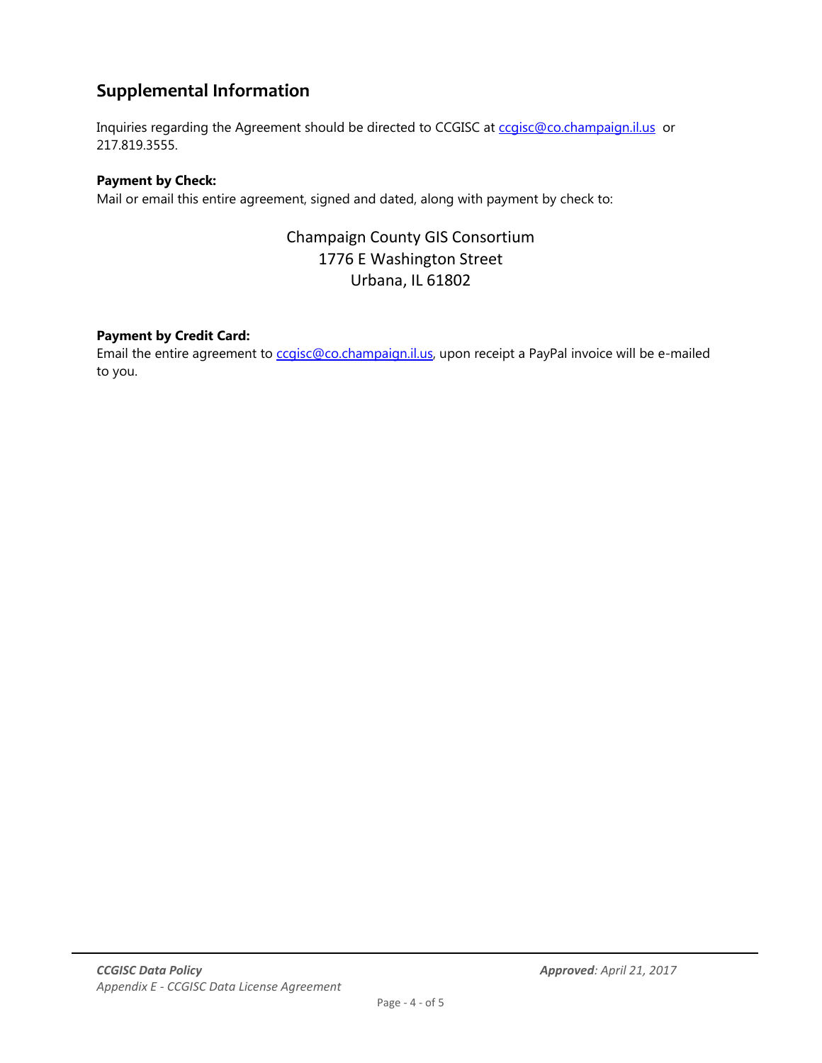## Supplemental Information

Inquiries regarding the Agreement should be directed to CCGISC at ccgisc@co.champaign.il.us or 217.819.3555.

**Payment by Check:**
Mail or email this entire agreement, signed and dated, along with payment by check to:

Champaign County GIS Consortium
1776 E Washington Street
Urbana, IL 61802

**Payment by Credit Card:**
Email the entire agreement to ccgisc@co.champaign.il.us, upon receipt a PayPal invoice will be e-mailed to you.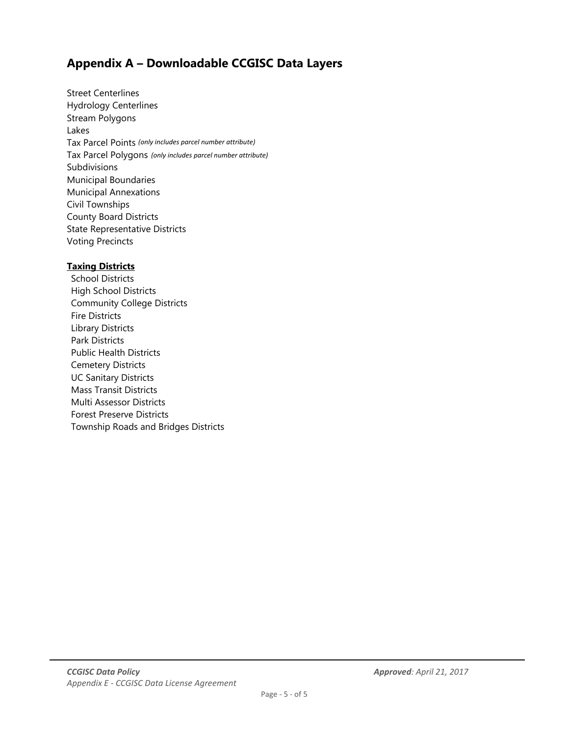## Appendix A – Downloadable CCGISC Data Layers

Street Centerlines
Hydrology Centerlines
Stream Polygons
Lakes
Tax Parcel Points *(only includes parcel number attribute)*
Tax Parcel Polygons *(only includes parcel number attribute)*
Subdivisions
Municipal Boundaries
Municipal Annexations
Civil Townships
County Board Districts
State Representative Districts
Voting Precincts

**Taxing Districts**

- School Districts
- High School Districts
- Community College Districts
- Fire Districts
- Library Districts
- Park Districts
- Public Health Districts
- Cemetery Districts
- UC Sanitary Districts
- Mass Transit Districts
- Multi Assessor Districts
- Forest Preserve Districts
- Township Roads and Bridges Districts